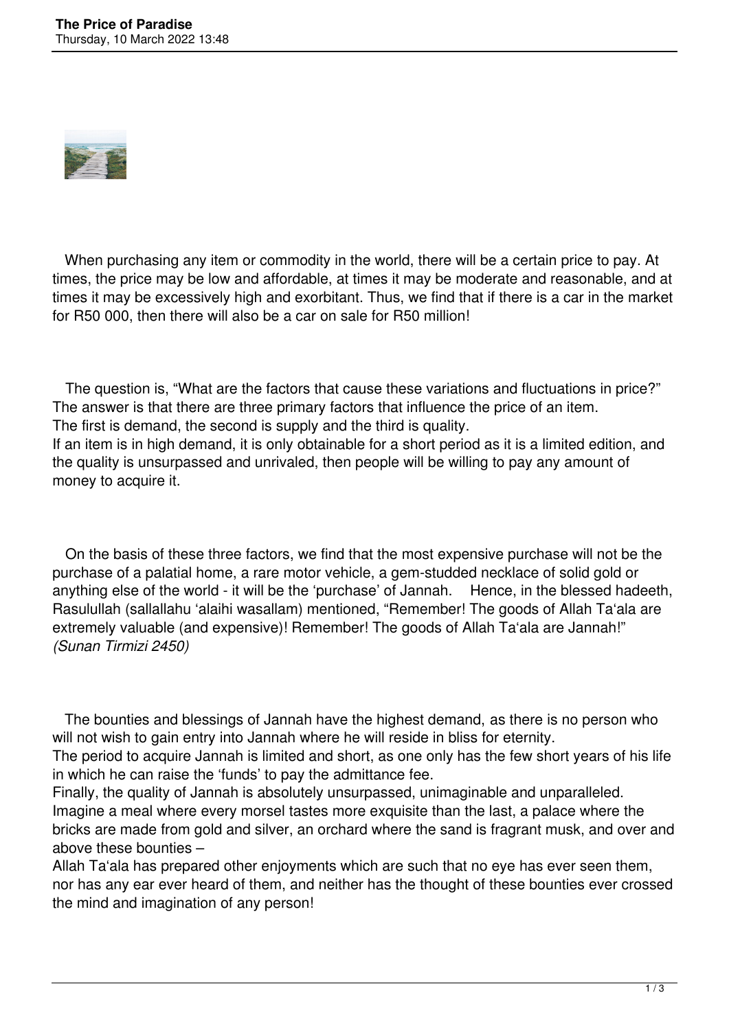When purchasing any item or commodity in the world, there will be a certain price to pay. At times, the price may be low and affordable, at times it may be moderate and reasonable, and at times it may be excessively high and exorbitant. Thus, we find that if there is a car in the market for R50 000, then there will also be a car on sale for R50 million!

The question is, "What are the factors that cause these variations and fluctuations in price?" The answer is that there are three primary factors that influence the price of an item. The first is demand, the second is supply and the third is quality.
If an item is in high demand, it is only obtainable for a short period as it is a limited edition, and the quality is unsurpassed and unrivaled, then people will be willing to pay any amount of money to acquire it.

On the basis of these three factors, we find that the most expensive purchase will not be the purchase of a palatial home, a rare motor vehicle, a gem-studded necklace of solid gold or anything else of the world - it will be the 'purchase' of Jannah. Hence, in the blessed hadeeth, Rasulullah (sallallahu 'alaihi wasallam) mentioned, "Remember! The goods of Allah Ta'ala are extremely valuable (and expensive)! Remember! The goods of Allah Ta'ala are Jannah!" *(Sunan Tirmizi 2450)*

The bounties and blessings of Jannah have the highest demand, as there is no person who will not wish to gain entry into Jannah where he will reside in bliss for eternity.
The period to acquire Jannah is limited and short, as one only has the few short years of his life in which he can raise the 'funds' to pay the admittance fee.
Finally, the quality of Jannah is absolutely unsurpassed, unimaginable and unparalleled. Imagine a meal where every morsel tastes more exquisite than the last, a palace where the bricks are made from gold and silver, an orchard where the sand is fragrant musk, and over and above these bounties –
Allah Ta'ala has prepared other enjoyments which are such that no eye has ever seen them, nor has any ear ever heard of them, and neither has the thought of these bounties ever crossed the mind and imagination of any person!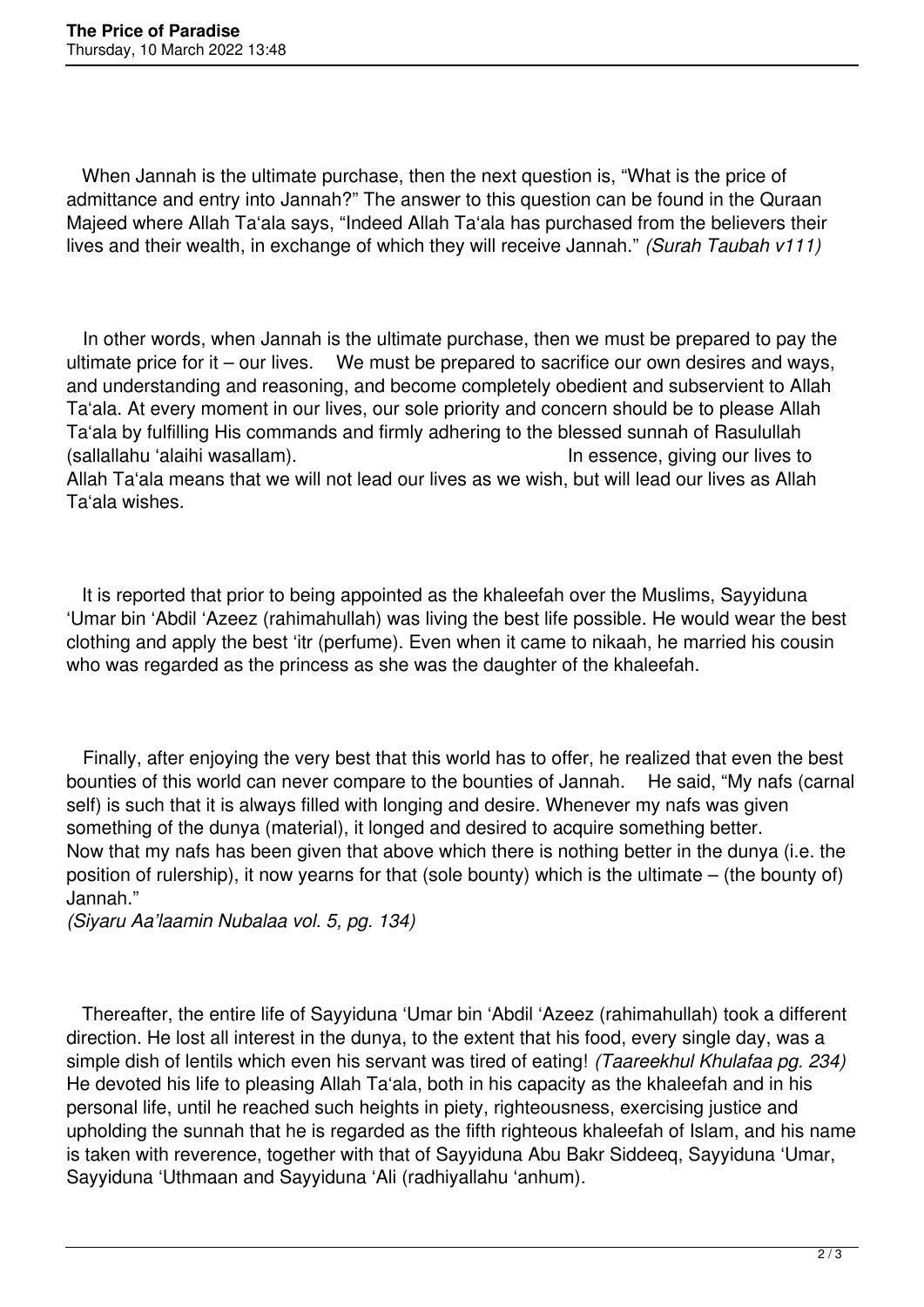When Jannah is the ultimate purchase, then the next question is, “What is the price of admittance and entry into Jannah?” The answer to this question can be found in the Quraan Majeed where Allah Ta‘ala says, “Indeed Allah Ta‘ala has purchased from the believers their lives and their wealth, in exchange of which they will receive Jannah.” *(Surah Taubah v111)*

In other words, when Jannah is the ultimate purchase, then we must be prepared to pay the ultimate price for it – our lives. We must be prepared to sacrifice our own desires and ways, and understanding and reasoning, and become completely obedient and subservient to Allah Ta‘ala. At every moment in our lives, our sole priority and concern should be to please Allah Ta‘ala by fulfilling His commands and firmly adhering to the blessed sunnah of Rasulullah (sallallahu ‘alaihi wasallam). In essence, giving our lives to Allah Ta‘ala means that we will not lead our lives as we wish, but will lead our lives as Allah Ta‘ala wishes.

It is reported that prior to being appointed as the khaleefah over the Muslims, Sayyiduna ‘Umar bin ‘Abdil ‘Azeez (rahimahullah) was living the best life possible. He would wear the best clothing and apply the best ‘itr (perfume). Even when it came to nikaah, he married his cousin who was regarded as the princess as she was the daughter of the khaleefah.

Finally, after enjoying the very best that this world has to offer, he realized that even the best bounties of this world can never compare to the bounties of Jannah. He said, “My nafs (carnal self) is such that it is always filled with longing and desire. Whenever my nafs was given something of the dunya (material), it longed and desired to acquire something better. Now that my nafs has been given that above which there is nothing better in the dunya (i.e. the position of rulership), it now yearns for that (sole bounty) which is the ultimate – (the bounty of) Jannah.”
*(Siyaru Aa’laamin Nubalaa vol. 5, pg. 134)*

Thereafter, the entire life of Sayyiduna ‘Umar bin ‘Abdil ‘Azeez (rahimahullah) took a different direction. He lost all interest in the dunya, to the extent that his food, every single day, was a simple dish of lentils which even his servant was tired of eating! *(Taareekhul Khulafaa pg. 234)* He devoted his life to pleasing Allah Ta‘ala, both in his capacity as the khaleefah and in his personal life, until he reached such heights in piety, righteousness, exercising justice and upholding the sunnah that he is regarded as the fifth righteous khaleefah of Islam, and his name is taken with reverence, together with that of Sayyiduna Abu Bakr Siddeeq, Sayyiduna ‘Umar, Sayyiduna ‘Uthmaan and Sayyiduna ‘Ali (radhiyallahu ‘anhum).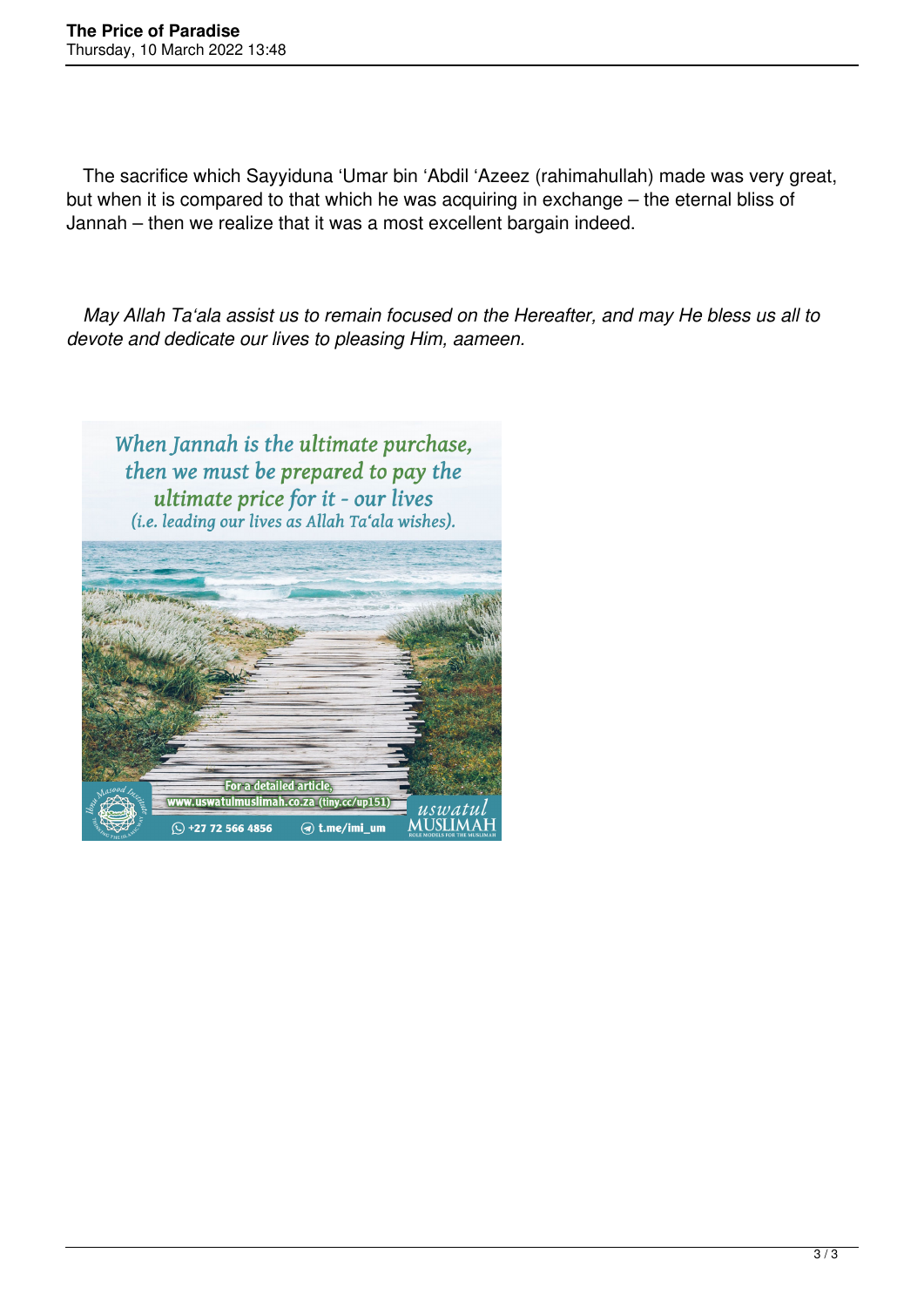The sacrifice which Sayyiduna ‘Umar bin ‘Abdil ‘Azeez (rahimahullah) made was very great, but when it is compared to that which he was acquiring in exchange – the eternal bliss of Jannah – then we realize that it was a most excellent bargain indeed.

*May Allah Ta‘ala assist us to remain focused on the Hereafter, and may He bless us all to devote and dedicate our lives to pleasing Him, aameen.*